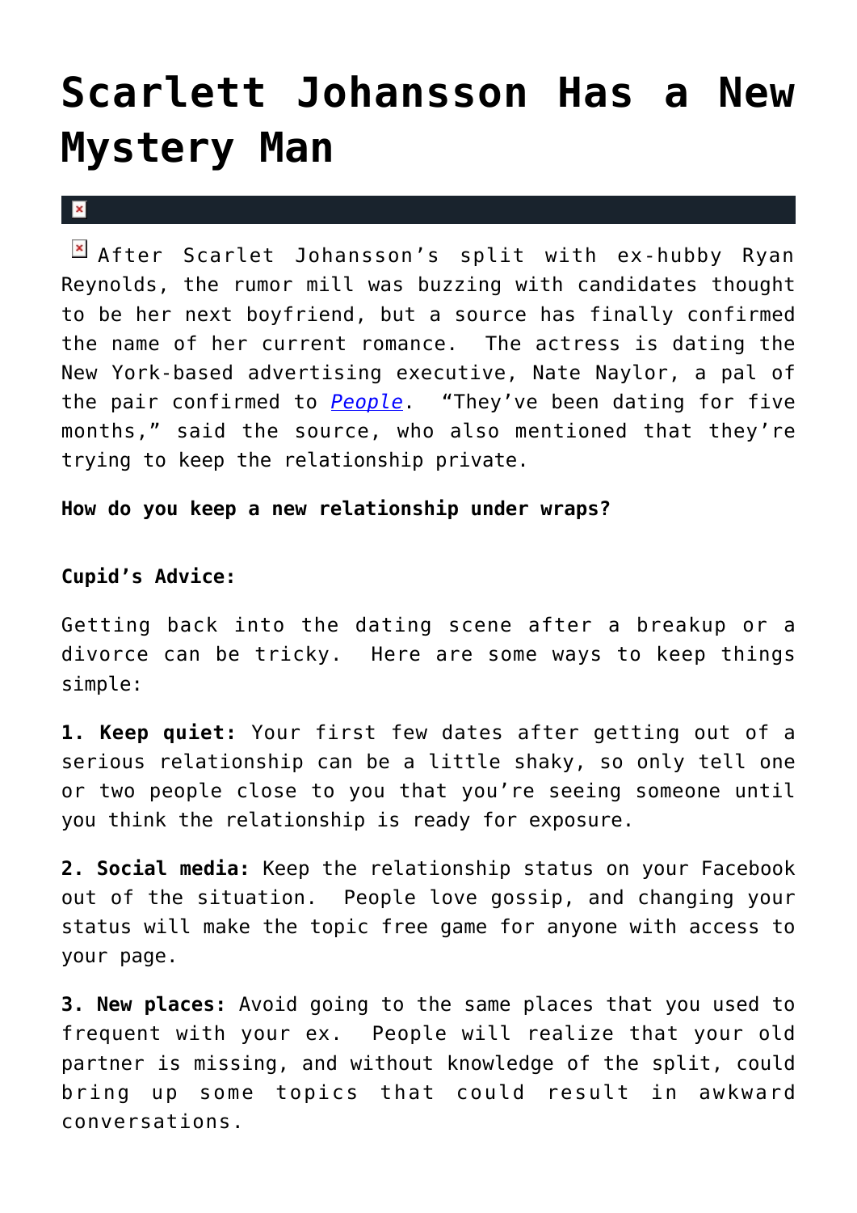# Scarlett Johansson Has a New Mystery Man

After Scarlet Johansson's split with ex-hubby Ryan Reynolds, the rumor mill was buzzing with candidates thought to be her next boyfriend, but a source has finally confirmed the name of her current romance. The actress is dating the New York-based advertising executive, Nate Naylor, a pal of the pair confirmed to *People*. "They've been dating for five months," said the source, who also mentioned that they're trying to keep the relationship private.

**How do you keep a new relationship under wraps?**

**Cupid's Advice:**

Getting back into the dating scene after a breakup or a divorce can be tricky. Here are some ways to keep things simple:

**1. Keep quiet:** Your first few dates after getting out of a serious relationship can be a little shaky, so only tell one or two people close to you that you're seeing someone until you think the relationship is ready for exposure.

**2. Social media:** Keep the relationship status on your Facebook out of the situation. People love gossip, and changing your status will make the topic free game for anyone with access to your page.

**3. New places:** Avoid going to the same places that you used to frequent with your ex. People will realize that your old partner is missing, and without knowledge of the split, could bring up some topics that could result in awkward conversations.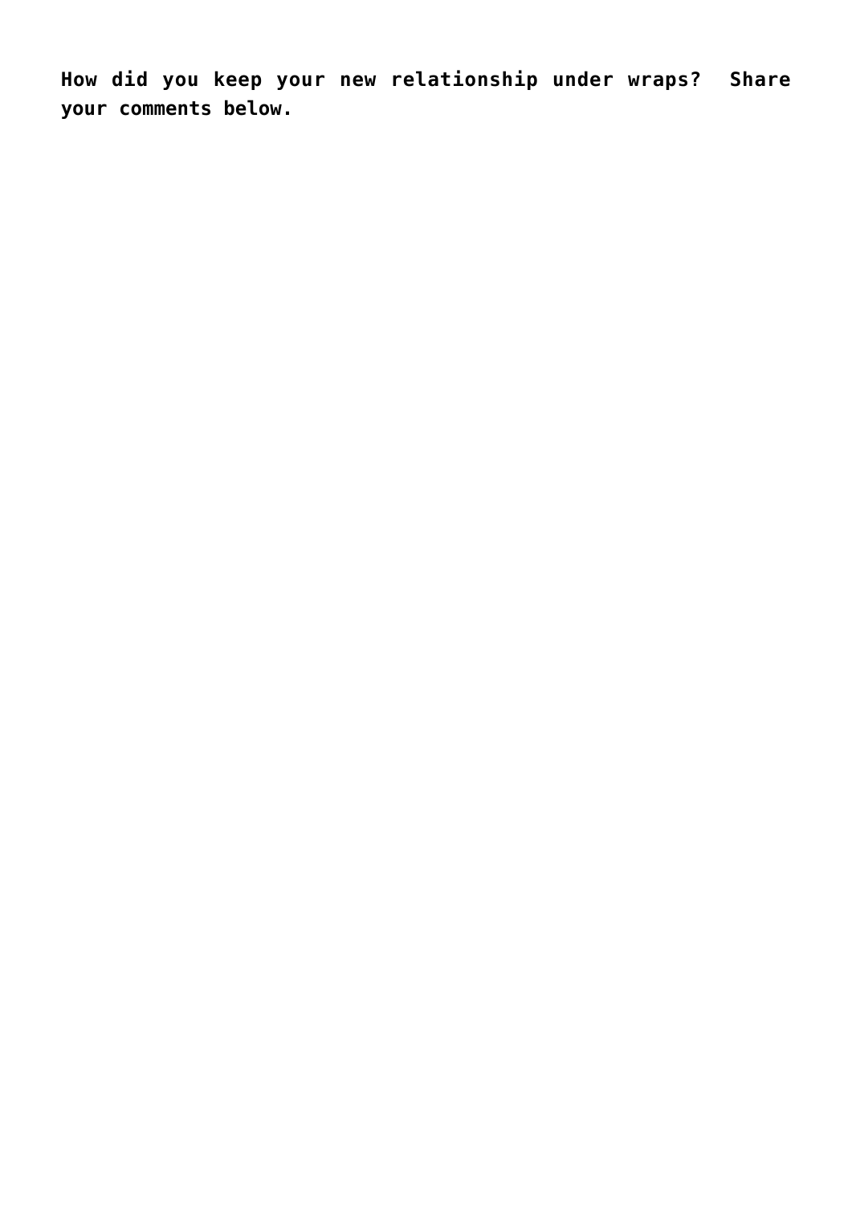**How did you keep your new relationship under wraps? Share your comments below.**